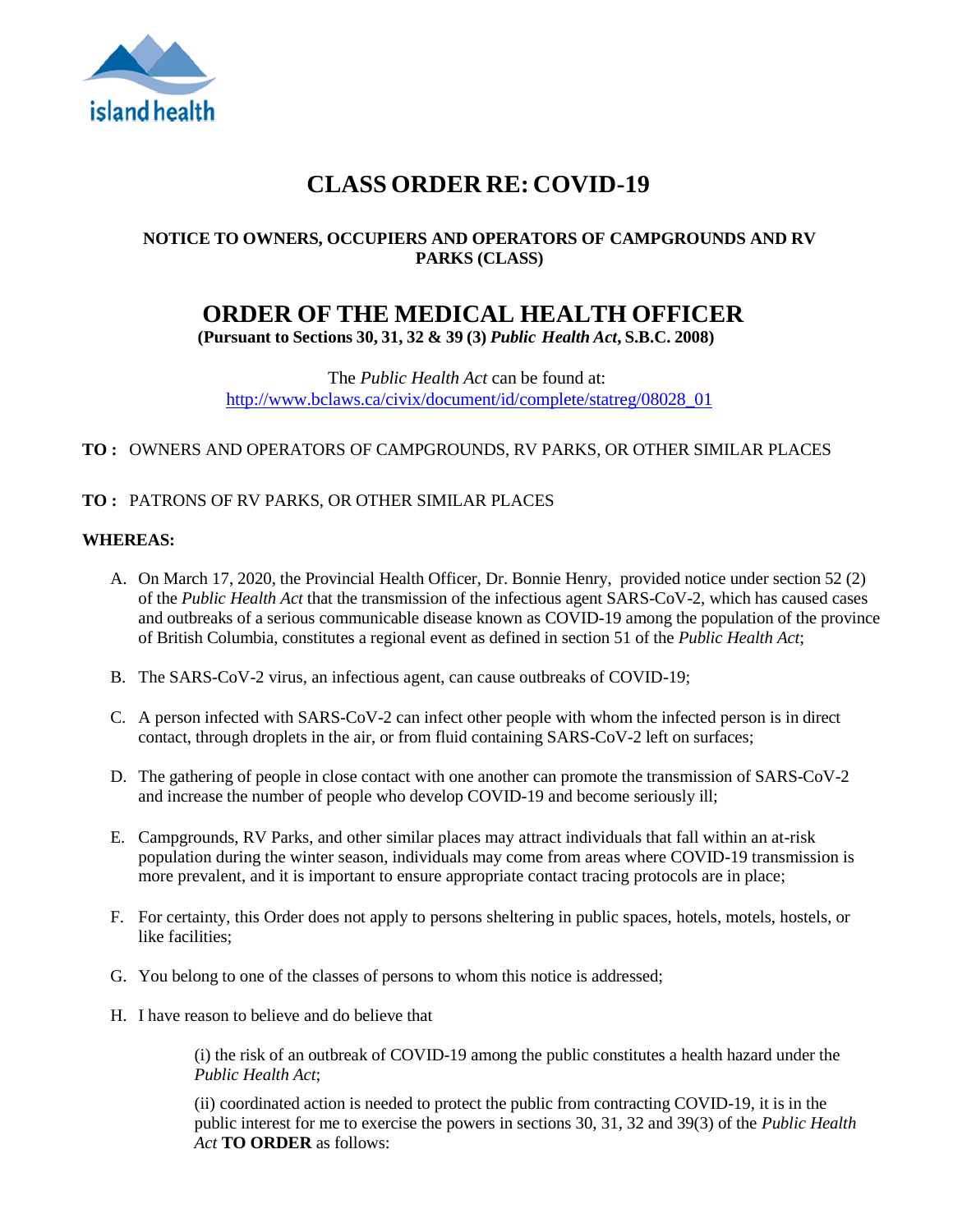island health

# CLASS ORDER RE: COVID-19

**NOTICE TO OWNERS, OCCUPIERS AND OPERATORS OF CAMPGROUNDS AND RV PARKS (CLASS)**

## ORDER OF THE MEDICAL HEALTH OFFICER

**(Pursuant to Sections 30, 31, 32 & 39 (3) *Public Health Act*, S.B.C. 2008)**

The *Public Health Act* can be found at:
http://www.bclaws.ca/civix/document/id/complete/statreg/08028_01

**TO :** OWNERS AND OPERATORS OF CAMPGROUNDS, RV PARKS, OR OTHER SIMILAR PLACES

**TO :** PATRONS OF RV PARKS, OR OTHER SIMILAR PLACES

**WHEREAS:**

A. On March 17, 2020, the Provincial Health Officer, Dr. Bonnie Henry, provided notice under section 52 (2) of the *Public Health Act* that the transmission of the infectious agent SARS-CoV-2, which has caused cases and outbreaks of a serious communicable disease known as COVID-19 among the population of the province of British Columbia, constitutes a regional event as defined in section 51 of the *Public Health Act*;

B. The SARS-CoV-2 virus, an infectious agent, can cause outbreaks of COVID-19;

C. A person infected with SARS-CoV-2 can infect other people with whom the infected person is in direct contact, through droplets in the air, or from fluid containing SARS-CoV-2 left on surfaces;

D. The gathering of people in close contact with one another can promote the transmission of SARS-CoV-2 and increase the number of people who develop COVID-19 and become seriously ill;

E. Campgrounds, RV Parks, and other similar places may attract individuals that fall within an at-risk population during the winter season, individuals may come from areas where COVID-19 transmission is more prevalent, and it is important to ensure appropriate contact tracing protocols are in place;

F. For certainty, this Order does not apply to persons sheltering in public spaces, hotels, motels, hostels, or like facilities;

G. You belong to one of the classes of persons to whom this notice is addressed;

H. I have reason to believe and do believe that

(i) the risk of an outbreak of COVID-19 among the public constitutes a health hazard under the *Public Health Act*;

(ii) coordinated action is needed to protect the public from contracting COVID-19, it is in the public interest for me to exercise the powers in sections 30, 31, 32 and 39(3) of the *Public Health Act* **TO ORDER** as follows: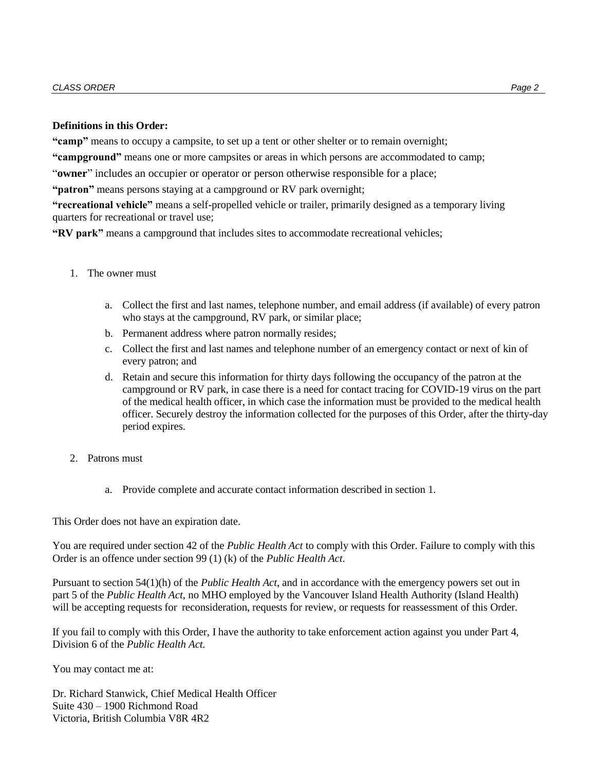**Definitions in this Order:**

**"camp"** means to occupy a campsite, to set up a tent or other shelter or to remain overnight;

**"campground"** means one or more campsites or areas in which persons are accommodated to camp;

"**owner**" includes an occupier or operator or person otherwise responsible for a place;

**"patron"** means persons staying at a campground or RV park overnight;

**"recreational vehicle"** means a self-propelled vehicle or trailer, primarily designed as a temporary living quarters for recreational or travel use;

**"RV park"** means a campground that includes sites to accommodate recreational vehicles;

1. The owner must

   a. Collect the first and last names, telephone number, and email address (if available) of every patron who stays at the campground, RV park, or similar place;
   b. Permanent address where patron normally resides;
   c. Collect the first and last names and telephone number of an emergency contact or next of kin of every patron; and
   d. Retain and secure this information for thirty days following the occupancy of the patron at the campground or RV park, in case there is a need for contact tracing for COVID-19 virus on the part of the medical health officer, in which case the information must be provided to the medical health officer. Securely destroy the information collected for the purposes of this Order, after the thirty-day period expires.

2. Patrons must

   a. Provide complete and accurate contact information described in section 1.

This Order does not have an expiration date.

You are required under section 42 of the *Public Health Act* to comply with this Order. Failure to comply with this Order is an offence under section 99 (1) (k) of the *Public Health Act*.

Pursuant to section 54(1)(h) of the *Public Health Act*, and in accordance with the emergency powers set out in part 5 of the *Public Health Act*, no MHO employed by the Vancouver Island Health Authority (Island Health) will be accepting requests for reconsideration, requests for review, or requests for reassessment of this Order.

If you fail to comply with this Order, I have the authority to take enforcement action against you under Part 4, Division 6 of the *Public Health Act.*

You may contact me at:

Dr. Richard Stanwick, Chief Medical Health Officer
Suite 430 – 1900 Richmond Road
Victoria, British Columbia V8R 4R2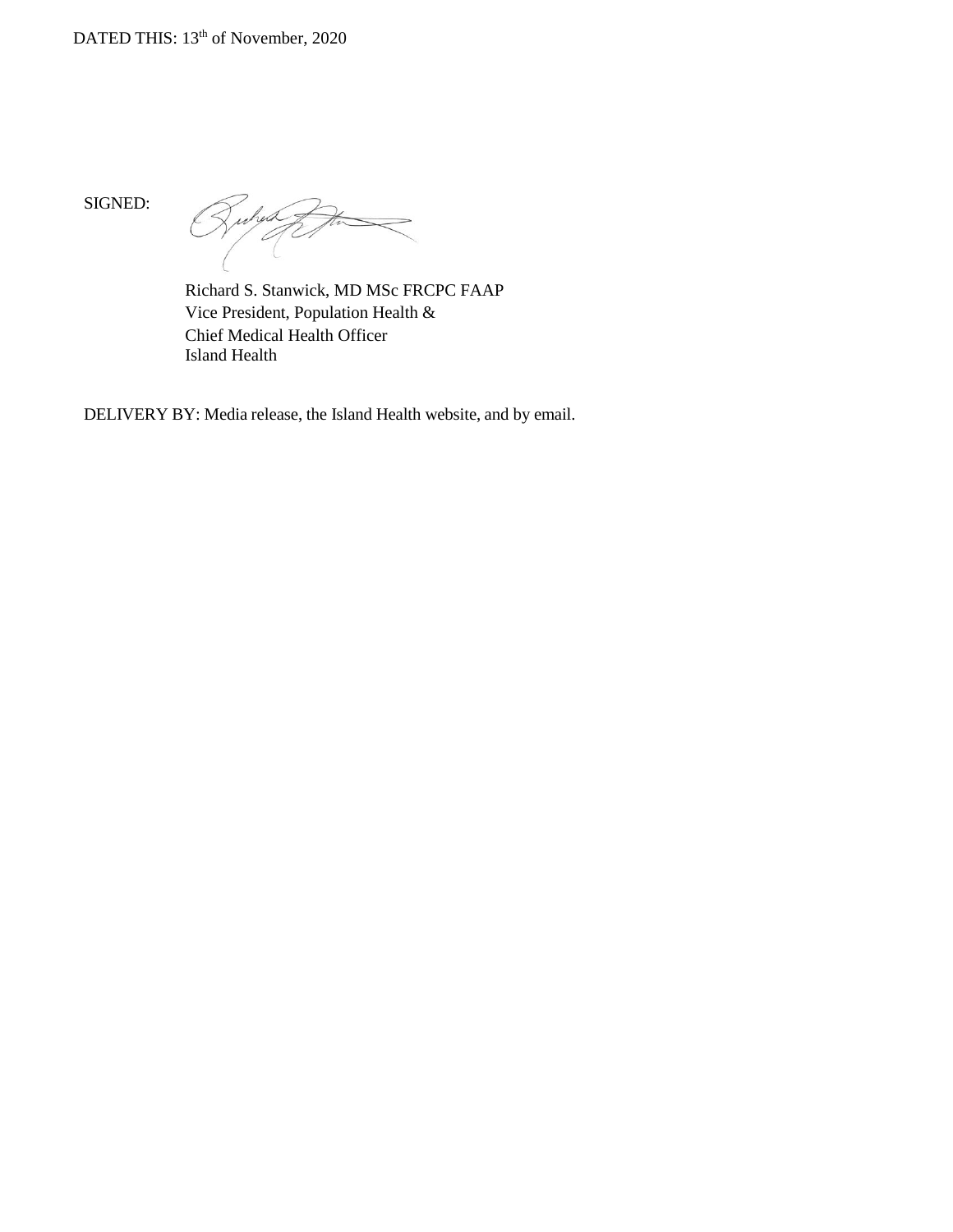DATED THIS: 13th of November, 2020

SIGNED:

Richard S. Stanwick, MD MSc FRCPC FAAP
Vice President, Population Health &
Chief Medical Health Officer
Island Health

DELIVERY BY: Media release, the Island Health website, and by email.